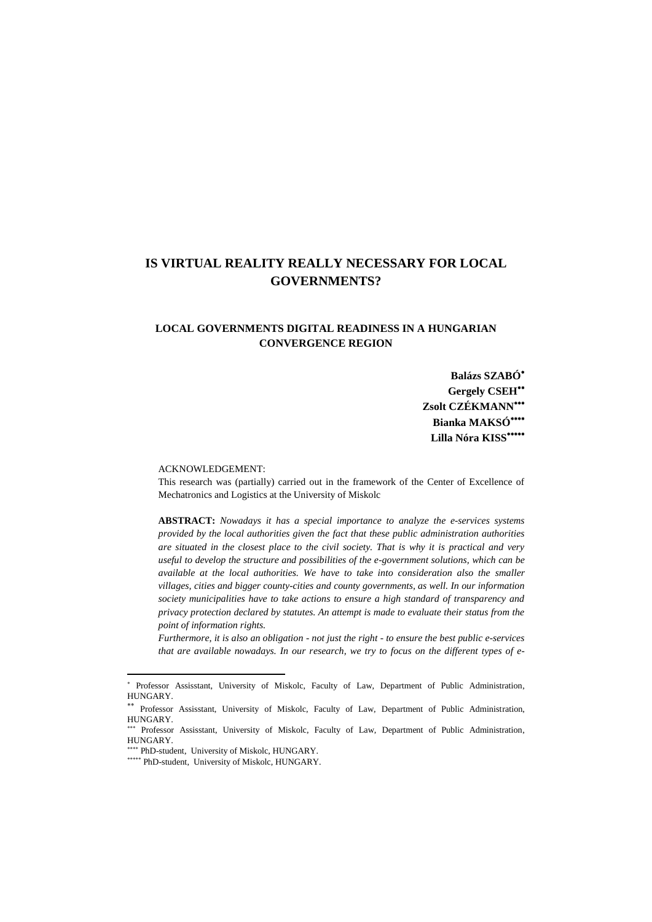# IS VIRTUAL REALITY REALLY NECESSARY FOR LOCAL GOVERNMENTS?

## LOCAL GOVERNMENTS DIGITAL READINESS IN A HUNGARIAN CONVERGENCE REGION

**Balázs SZABÓ**[*]
**Gergely CSEH**[**]
**Zsolt CZÉKMANN**[***]
**Bianka MAKSÓ**[****]
**Lilla Nóra KISS**[*****]

ACKNOWLEDGEMENT:
This research was (partially) carried out in the framework of the Center of Excellence of Mechatronics and Logistics at the University of Miskolc

**ABSTRACT:** *Nowadays it has a special importance to analyze the e-services systems provided by the local authorities given the fact that these public administration authorities are situated in the closest place to the civil society. That is why it is practical and very useful to develop the structure and possibilities of the e-government solutions, which can be available at the local authorities. We have to take into consideration also the smaller villages, cities and bigger county-cities and county governments, as well. In our information society municipalities have to take actions to ensure a high standard of transparency and privacy protection declared by statutes. An attempt is made to evaluate their status from the point of information rights.*
*Furthermore, it is also an obligation - not just the right - to ensure the best public e-services that are available nowadays. In our research, we try to focus on the different types of e-*

---

[*] Professor Assisstant, University of Miskolc, Faculty of Law, Department of Public Administration, HUNGARY.
[**] Professor Assisstant, University of Miskolc, Faculty of Law, Department of Public Administration, HUNGARY.
[***] Professor Assisstant, University of Miskolc, Faculty of Law, Department of Public Administration, HUNGARY.
[****] PhD-student, University of Miskolc, HUNGARY.
[*****] PhD-student, University of Miskolc, HUNGARY.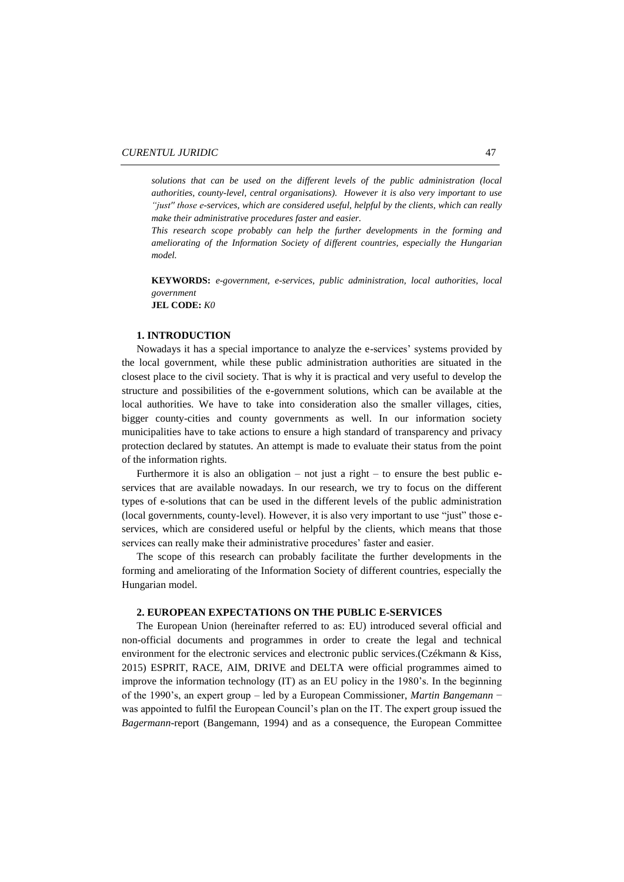*solutions that can be used on the different levels of the public administration (local authorities, county-level, central organisations). However it is also very important to use "just" those e-services, which are considered useful, helpful by the clients, which can really make their administrative procedures faster and easier.*

*This research scope probably can help the further developments in the forming and ameliorating of the Information Society of different countries, especially the Hungarian model.*

**KEYWORDS:** *e-government, e-services, public administration, local authorities, local government*
**JEL CODE:** *K0*

## 1. INTRODUCTION

Nowadays it has a special importance to analyze the e-services' systems provided by the local government, while these public administration authorities are situated in the closest place to the civil society. That is why it is practical and very useful to develop the structure and possibilities of the e-government solutions, which can be available at the local authorities. We have to take into consideration also the smaller villages, cities, bigger county-cities and county governments as well. In our information society municipalities have to take actions to ensure a high standard of transparency and privacy protection declared by statutes. An attempt is made to evaluate their status from the point of the information rights.

Furthermore it is also an obligation – not just a right – to ensure the best public e-services that are available nowadays. In our research, we try to focus on the different types of e-solutions that can be used in the different levels of the public administration (local governments, county-level). However, it is also very important to use "just" those e-services, which are considered useful or helpful by the clients, which means that those services can really make their administrative procedures' faster and easier.

The scope of this research can probably facilitate the further developments in the forming and ameliorating of the Information Society of different countries, especially the Hungarian model.

## 2. EUROPEAN EXPECTATIONS ON THE PUBLIC E-SERVICES

The European Union (hereinafter referred to as: EU) introduced several official and non-official documents and programmes in order to create the legal and technical environment for the electronic services and electronic public services.(Czékmann & Kiss, 2015) ESPRIT, RACE, AIM, DRIVE and DELTA were official programmes aimed to improve the information technology (IT) as an EU policy in the 1980's. In the beginning of the 1990's, an expert group – led by a European Commissioner, *Martin Bangemann* − was appointed to fulfil the European Council's plan on the IT. The expert group issued the *Bagermann*-report (Bangemann, 1994) and as a consequence, the European Committee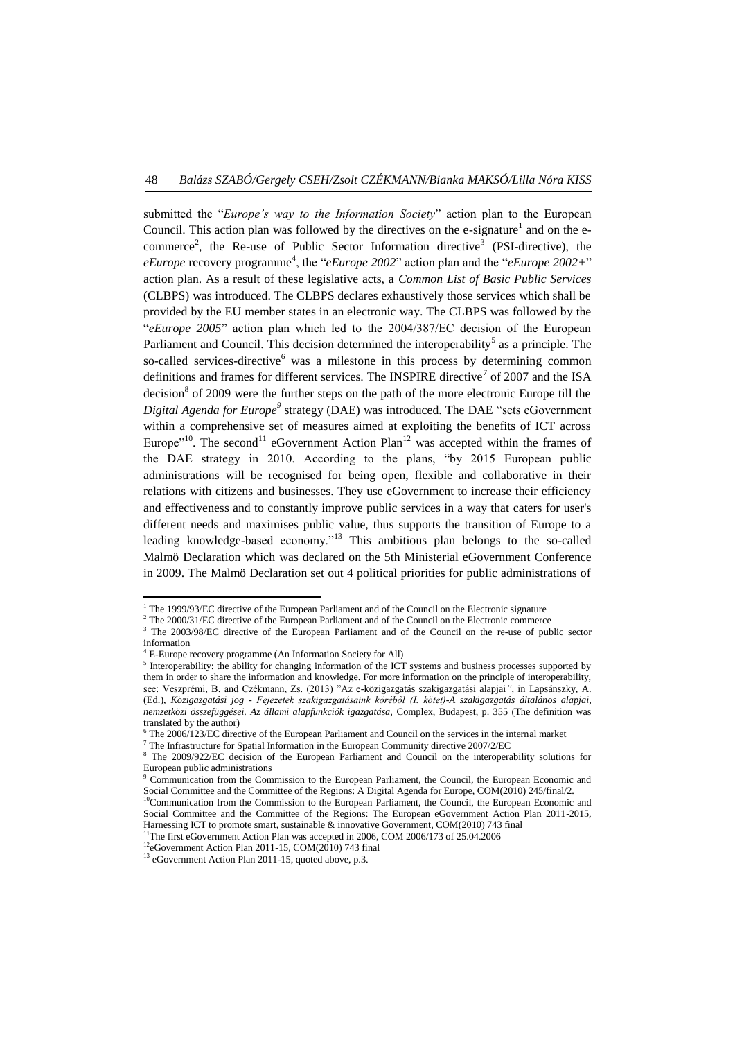submitted the "*Europe's way to the Information Society*" action plan to the European Council. This action plan was followed by the directives on the e-signature[1] and on the e-commerce[2], the Re-use of Public Sector Information directive[3] (PSI-directive), the *eEurope* recovery programme[4], the "*eEurope 2002*" action plan and the "*eEurope 2002+*" action plan. As a result of these legislative acts, a *Common List of Basic Public Services* (CLBPS) was introduced. The CLBPS declares exhaustively those services which shall be provided by the EU member states in an electronic way. The CLBPS was followed by the "*eEurope 2005*" action plan which led to the 2004/387/EC decision of the European Parliament and Council. This decision determined the interoperability[5] as a principle. The so-called services-directive[6] was a milestone in this process by determining common definitions and frames for different services. The INSPIRE directive[7] of 2007 and the ISA decision[8] of 2009 were the further steps on the path of the more electronic Europe till the *Digital Agenda for Europe*[9] strategy (DAE) was introduced. The DAE "sets eGovernment within a comprehensive set of measures aimed at exploiting the benefits of ICT across Europe"[10]. The second[11] eGovernment Action Plan[12] was accepted within the frames of the DAE strategy in 2010. According to the plans, "by 2015 European public administrations will be recognised for being open, flexible and collaborative in their relations with citizens and businesses. They use eGovernment to increase their efficiency and effectiveness and to constantly improve public services in a way that caters for user's different needs and maximises public value, thus supports the transition of Europe to a leading knowledge-based economy."[13] This ambitious plan belongs to the so-called Malmö Declaration which was declared on the 5th Ministerial eGovernment Conference in 2009. The Malmö Declaration set out 4 political priorities for public administrations of

---

[1] The 1999/93/EC directive of the European Parliament and of the Council on the Electronic signature

[2] The 2000/31/EC directive of the European Parliament and of the Council on the Electronic commerce

[3] The 2003/98/EC directive of the European Parliament and of the Council on the re-use of public sector information

[4] E-Europe recovery programme (An Information Society for All)

[5] Interoperability: the ability for changing information of the ICT systems and business processes supported by them in order to share the information and knowledge. For more information on the principle of interoperability, see: Veszprémi, B. and Czékmann, Zs. (2013) "Az e-közigazgatás szakigazgatási alapjai", in Lapsánszky, A. (Ed.), *Közigazgatási jog - Fejezetek szakigazgatásaink köréből (I. kötet)-A szakigazgatás általános alapjai, nemzetközi összefüggései. Az állami alapfunkciók igazgatása*, Complex, Budapest, p. 355 (The definition was translated by the author)

[6] The 2006/123/EC directive of the European Parliament and Council on the services in the internal market

[7] The Infrastructure for Spatial Information in the European Community directive 2007/2/EC

[8] The 2009/922/EC decision of the European Parliament and Council on the interoperability solutions for European public administrations

[9] Communication from the Commission to the European Parliament, the Council, the European Economic and Social Committee and the Committee of the Regions: A Digital Agenda for Europe, COM(2010) 245/final/2.

[10] Communication from the Commission to the European Parliament, the Council, the European Economic and Social Committee and the Committee of the Regions: The European eGovernment Action Plan 2011-2015, Harnessing ICT to promote smart, sustainable & innovative Government, COM(2010) 743 final

[11] The first eGovernment Action Plan was accepted in 2006, COM 2006/173 of 25.04.2006

[12] eGovernment Action Plan 2011-15, COM(2010) 743 final

[13] eGovernment Action Plan 2011-15, quoted above, p.3.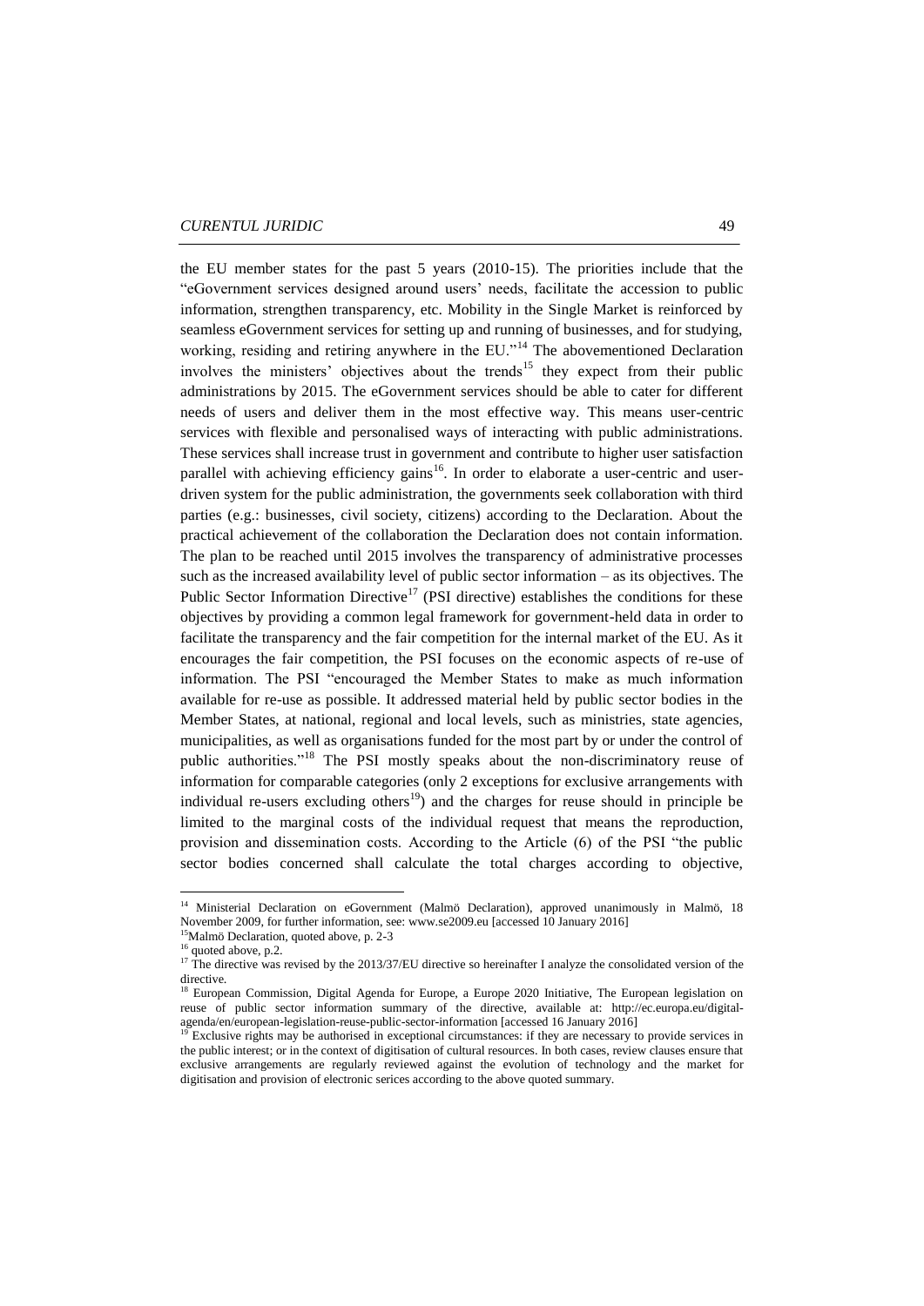the EU member states for the past 5 years (2010-15). The priorities include that the "eGovernment services designed around users' needs, facilitate the accession to public information, strengthen transparency, etc. Mobility in the Single Market is reinforced by seamless eGovernment services for setting up and running of businesses, and for studying, working, residing and retiring anywhere in the EU."[14] The abovementioned Declaration involves the ministers' objectives about the trends[15] they expect from their public administrations by 2015. The eGovernment services should be able to cater for different needs of users and deliver them in the most effective way. This means user-centric services with flexible and personalised ways of interacting with public administrations. These services shall increase trust in government and contribute to higher user satisfaction parallel with achieving efficiency gains[16]. In order to elaborate a user-centric and user-driven system for the public administration, the governments seek collaboration with third parties (e.g.: businesses, civil society, citizens) according to the Declaration. About the practical achievement of the collaboration the Declaration does not contain information. The plan to be reached until 2015 involves the transparency of administrative processes such as the increased availability level of public sector information – as its objectives. The Public Sector Information Directive[17] (PSI directive) establishes the conditions for these objectives by providing a common legal framework for government-held data in order to facilitate the transparency and the fair competition for the internal market of the EU. As it encourages the fair competition, the PSI focuses on the economic aspects of re-use of information. The PSI "encouraged the Member States to make as much information available for re-use as possible. It addressed material held by public sector bodies in the Member States, at national, regional and local levels, such as ministries, state agencies, municipalities, as well as organisations funded for the most part by or under the control of public authorities."[18] The PSI mostly speaks about the non-discriminatory reuse of information for comparable categories (only 2 exceptions for exclusive arrangements with individual re-users excluding others[19]) and the charges for reuse should in principle be limited to the marginal costs of the individual request that means the reproduction, provision and dissemination costs. According to the Article (6) of the PSI "the public sector bodies concerned shall calculate the total charges according to objective,

---

[14] Ministerial Declaration on eGovernment (Malmö Declaration), approved unanimously in Malmö, 18 November 2009, for further information, see: www.se2009.eu [accessed 10 January 2016]

[15] Malmö Declaration, quoted above, p. 2-3

[16] quoted above, p.2.

[17] The directive was revised by the 2013/37/EU directive so hereinafter I analyze the consolidated version of the directive.

[18] European Commission, Digital Agenda for Europe, a Europe 2020 Initiative, The European legislation on reuse of public sector information summary of the directive, available at: http://ec.europa.eu/digital-agenda/en/european-legislation-reuse-public-sector-information [accessed 16 January 2016]

[19] Exclusive rights may be authorised in exceptional circumstances: if they are necessary to provide services in the public interest; or in the context of digitisation of cultural resources. In both cases, review clauses ensure that exclusive arrangements are regularly reviewed against the evolution of technology and the market for digitisation and provision of electronic serices according to the above quoted summary.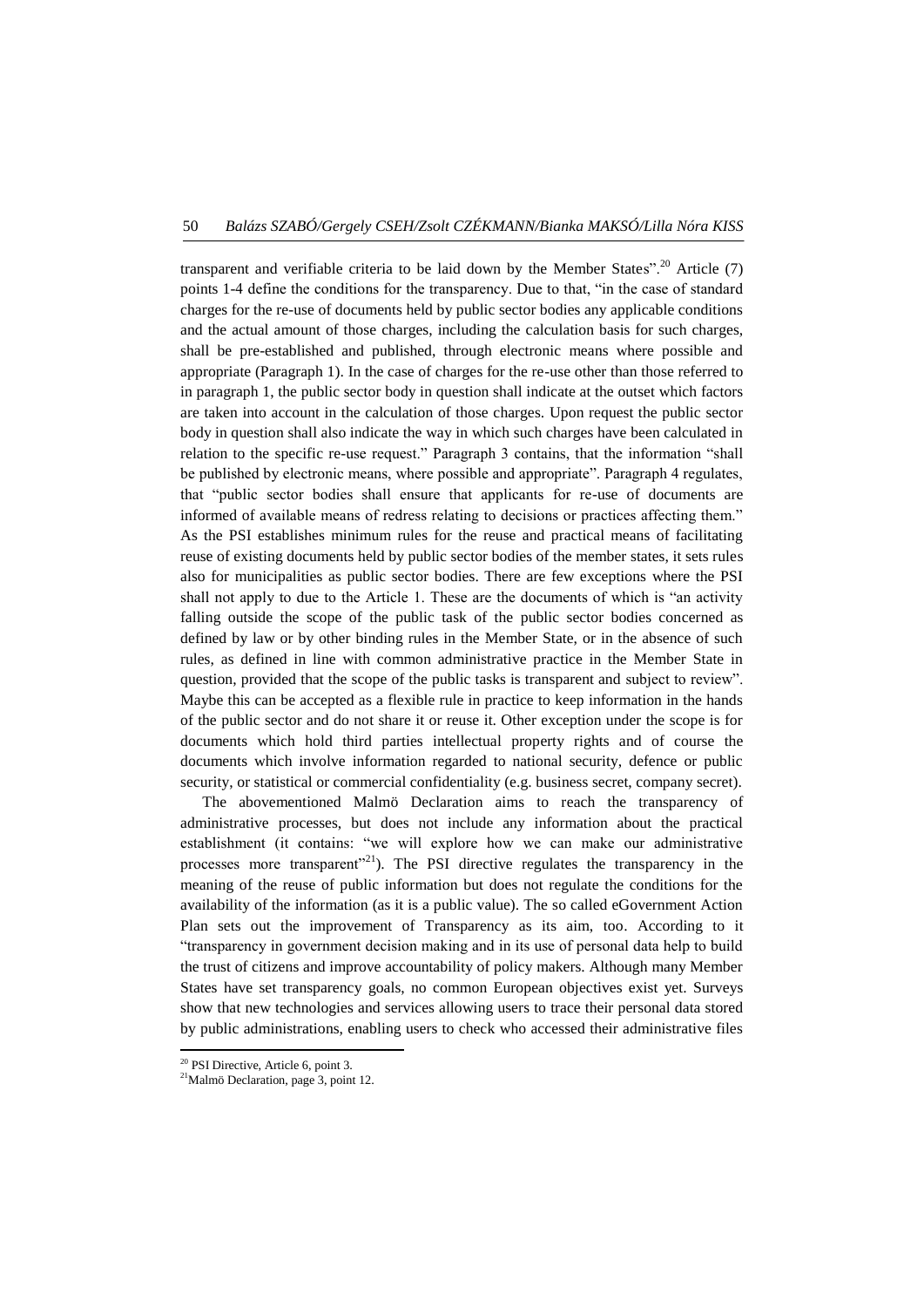transparent and verifiable criteria to be laid down by the Member States".[20] Article (7) points 1-4 define the conditions for the transparency. Due to that, "in the case of standard charges for the re-use of documents held by public sector bodies any applicable conditions and the actual amount of those charges, including the calculation basis for such charges, shall be pre-established and published, through electronic means where possible and appropriate (Paragraph 1). In the case of charges for the re-use other than those referred to in paragraph 1, the public sector body in question shall indicate at the outset which factors are taken into account in the calculation of those charges. Upon request the public sector body in question shall also indicate the way in which such charges have been calculated in relation to the specific re-use request." Paragraph 3 contains, that the information "shall be published by electronic means, where possible and appropriate". Paragraph 4 regulates, that "public sector bodies shall ensure that applicants for re-use of documents are informed of available means of redress relating to decisions or practices affecting them." As the PSI establishes minimum rules for the reuse and practical means of facilitating reuse of existing documents held by public sector bodies of the member states, it sets rules also for municipalities as public sector bodies. There are few exceptions where the PSI shall not apply to due to the Article 1. These are the documents of which is "an activity falling outside the scope of the public task of the public sector bodies concerned as defined by law or by other binding rules in the Member State, or in the absence of such rules, as defined in line with common administrative practice in the Member State in question, provided that the scope of the public tasks is transparent and subject to review". Maybe this can be accepted as a flexible rule in practice to keep information in the hands of the public sector and do not share it or reuse it. Other exception under the scope is for documents which hold third parties intellectual property rights and of course the documents which involve information regarded to national security, defence or public security, or statistical or commercial confidentiality (e.g. business secret, company secret).

The abovementioned Malmö Declaration aims to reach the transparency of administrative processes, but does not include any information about the practical establishment (it contains: "we will explore how we can make our administrative processes more transparent"[21]). The PSI directive regulates the transparency in the meaning of the reuse of public information but does not regulate the conditions for the availability of the information (as it is a public value). The so called eGovernment Action Plan sets out the improvement of Transparency as its aim, too. According to it "transparency in government decision making and in its use of personal data help to build the trust of citizens and improve accountability of policy makers. Although many Member States have set transparency goals, no common European objectives exist yet. Surveys show that new technologies and services allowing users to trace their personal data stored by public administrations, enabling users to check who accessed their administrative files

[20] PSI Directive, Article 6, point 3.

[21] Malmö Declaration, page 3, point 12.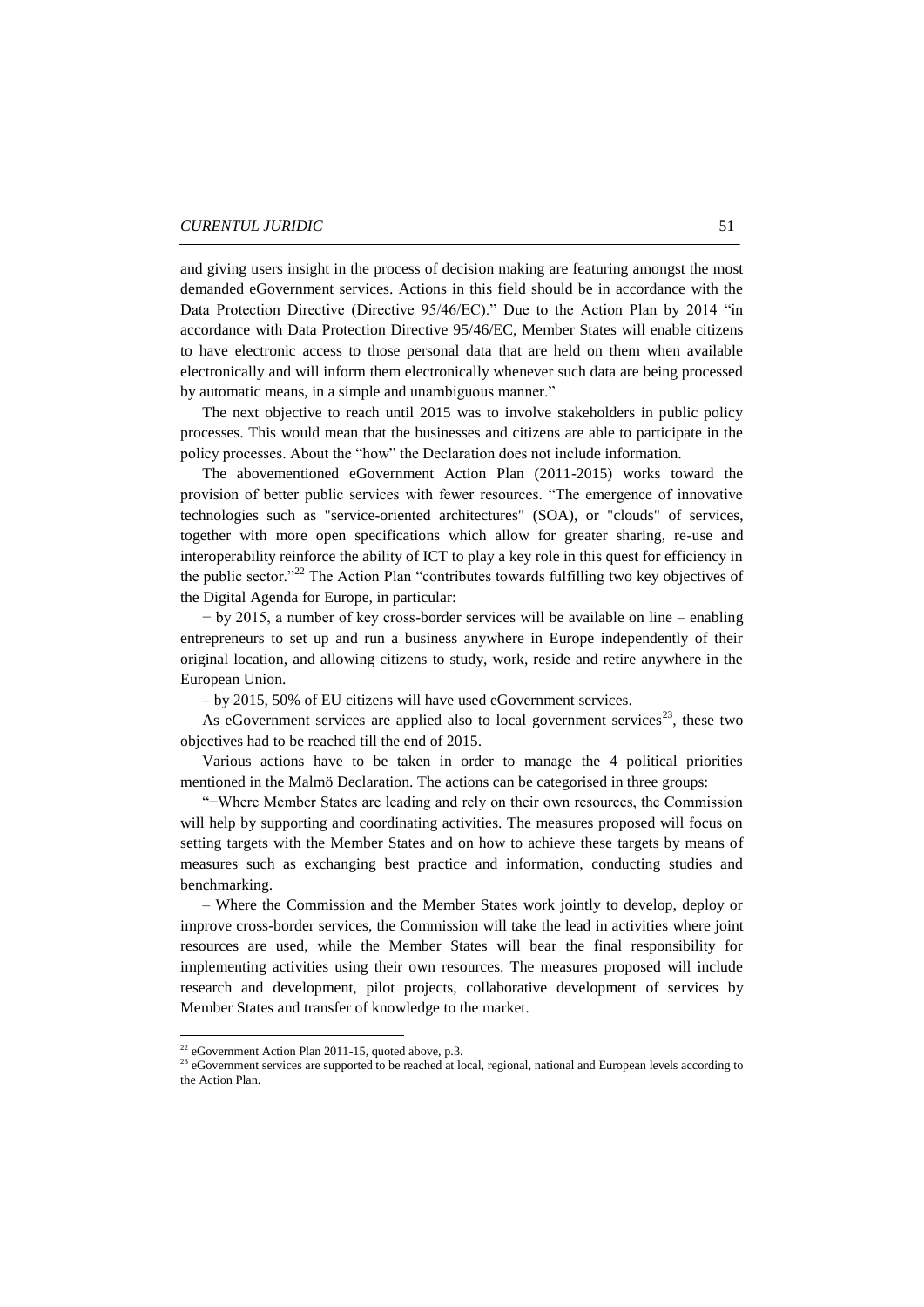and giving users insight in the process of decision making are featuring amongst the most demanded eGovernment services. Actions in this field should be in accordance with the Data Protection Directive (Directive 95/46/EC)." Due to the Action Plan by 2014 "in accordance with Data Protection Directive 95/46/EC, Member States will enable citizens to have electronic access to those personal data that are held on them when available electronically and will inform them electronically whenever such data are being processed by automatic means, in a simple and unambiguous manner."

The next objective to reach until 2015 was to involve stakeholders in public policy processes. This would mean that the businesses and citizens are able to participate in the policy processes. About the "how" the Declaration does not include information.

The abovementioned eGovernment Action Plan (2011-2015) works toward the provision of better public services with fewer resources. "The emergence of innovative technologies such as "service-oriented architectures" (SOA), or "clouds" of services, together with more open specifications which allow for greater sharing, re-use and interoperability reinforce the ability of ICT to play a key role in this quest for efficiency in the public sector."[22] The Action Plan "contributes towards fulfilling two key objectives of the Digital Agenda for Europe, in particular:

− by 2015, a number of key cross-border services will be available on line – enabling entrepreneurs to set up and run a business anywhere in Europe independently of their original location, and allowing citizens to study, work, reside and retire anywhere in the European Union.

– by 2015, 50% of EU citizens will have used eGovernment services.

As eGovernment services are applied also to local government services[23], these two objectives had to be reached till the end of 2015.

Various actions have to be taken in order to manage the 4 political priorities mentioned in the Malmö Declaration. The actions can be categorised in three groups:

"−Where Member States are leading and rely on their own resources, the Commission will help by supporting and coordinating activities. The measures proposed will focus on setting targets with the Member States and on how to achieve these targets by means of measures such as exchanging best practice and information, conducting studies and benchmarking.

– Where the Commission and the Member States work jointly to develop, deploy or improve cross-border services, the Commission will take the lead in activities where joint resources are used, while the Member States will bear the final responsibility for implementing activities using their own resources. The measures proposed will include research and development, pilot projects, collaborative development of services by Member States and transfer of knowledge to the market.

---

[22] eGovernment Action Plan 2011-15, quoted above, p.3.

[23] eGovernment services are supported to be reached at local, regional, national and European levels according to the Action Plan.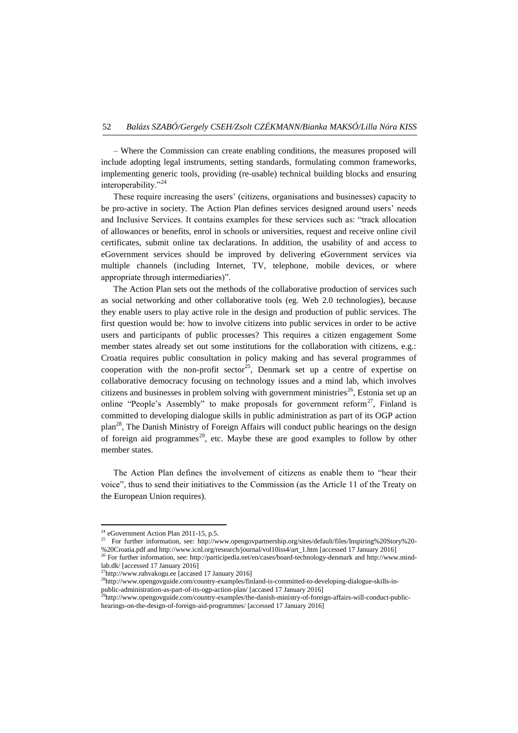– Where the Commission can create enabling conditions, the measures proposed will include adopting legal instruments, setting standards, formulating common frameworks, implementing generic tools, providing (re-usable) technical building blocks and ensuring interoperability."[24]

These require increasing the users' (citizens, organisations and businesses) capacity to be pro-active in society. The Action Plan defines services designed around users' needs and Inclusive Services. It contains examples for these services such as: "track allocation of allowances or benefits, enrol in schools or universities, request and receive online civil certificates, submit online tax declarations. In addition, the usability of and access to eGovernment services should be improved by delivering eGovernment services via multiple channels (including Internet, TV, telephone, mobile devices, or where appropriate through intermediaries)".

The Action Plan sets out the methods of the collaborative production of services such as social networking and other collaborative tools (eg. Web 2.0 technologies), because they enable users to play active role in the design and production of public services. The first question would be: how to involve citizens into public services in order to be active users and participants of public processes? This requires a citizen engagement Some member states already set out some institutions for the collaboration with citizens, e.g.: Croatia requires public consultation in policy making and has several programmes of cooperation with the non-profit sector[25], Denmark set up a centre of expertise on collaborative democracy focusing on technology issues and a mind lab, which involves citizens and businesses in problem solving with government ministries[26], Estonia set up an online "People's Assembly" to make proposals for government reform[27], Finland is committed to developing dialogue skills in public administration as part of its OGP action plan[28], The Danish Ministry of Foreign Affairs will conduct public hearings on the design of foreign aid programmes[29], etc. Maybe these are good examples to follow by other member states.

The Action Plan defines the involvement of citizens as enable them to "hear their voice", thus to send their initiatives to the Commission (as the Article 11 of the Treaty on the European Union requires).

---

[24] eGovernment Action Plan 2011-15, p.5.

[25] For further information, see: http://www.opengovpartnership.org/sites/default/files/Inspiring%20Story%20-%20Croatia.pdf and http://www.icnl.org/research/journal/vol10iss4/art_1.htm [accessed 17 January 2016]

[26] For further information, see: http://participedia.net/en/cases/board-technology-denmark and http://www.mind-lab.dk/ [accessed 17 January 2016]

[27] http://www.rahvakogu.ee [accased 17 January 2016]

[28] http://www.opengovguide.com/country-examples/finland-is-committed-to-developing-dialogue-skills-in-public-administration-as-part-of-its-ogp-action-plan/ [accased 17 January 2016]

[29] http://www.opengovguide.com/country-examples/the-danish-ministry-of-foreign-affairs-will-conduct-public-hearings-on-the-design-of-foreign-aid-programmes/ [accessed 17 January 2016]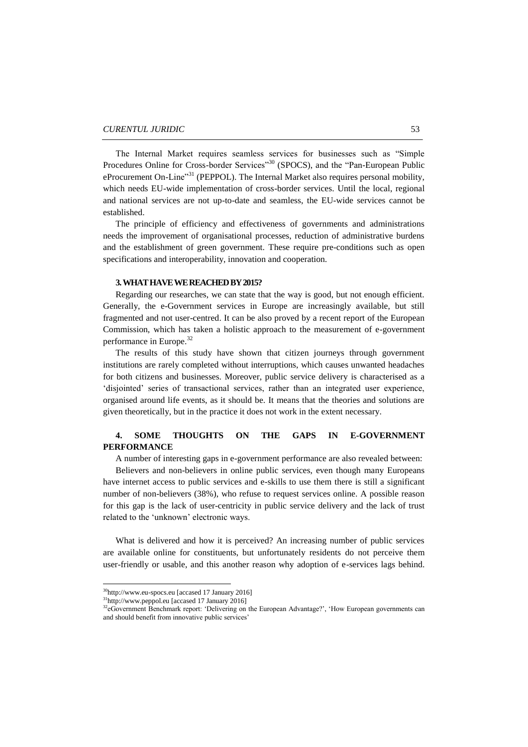The Internal Market requires seamless services for businesses such as "Simple Procedures Online for Cross-border Services"[30] (SPOCS), and the "Pan-European Public eProcurement On-Line"[31] (PEPPOL). The Internal Market also requires personal mobility, which needs EU-wide implementation of cross-border services. Until the local, regional and national services are not up-to-date and seamless, the EU-wide services cannot be established.

The principle of efficiency and effectiveness of governments and administrations needs the improvement of organisational processes, reduction of administrative burdens and the establishment of green government. These require pre-conditions such as open specifications and interoperability, innovation and cooperation.

## 3. WHAT HAVE WE REACHED BY 2015?

Regarding our researches, we can state that the way is good, but not enough efficient. Generally, the e-Government services in Europe are increasingly available, but still fragmented and not user-centred. It can be also proved by a recent report of the European Commission, which has taken a holistic approach to the measurement of e-government performance in Europe.[32]

The results of this study have shown that citizen journeys through government institutions are rarely completed without interruptions, which causes unwanted headaches for both citizens and businesses. Moreover, public service delivery is characterised as a 'disjointed' series of transactional services, rather than an integrated user experience, organised around life events, as it should be. It means that the theories and solutions are given theoretically, but in the practice it does not work in the extent necessary.

## 4. SOME THOUGHTS ON THE GAPS IN E-GOVERNMENT PERFORMANCE

A number of interesting gaps in e-government performance are also revealed between:

Believers and non-believers in online public services, even though many Europeans have internet access to public services and e-skills to use them there is still a significant number of non-believers (38%), who refuse to request services online. A possible reason for this gap is the lack of user-centricity in public service delivery and the lack of trust related to the 'unknown' electronic ways.

What is delivered and how it is perceived? An increasing number of public services are available online for constituents, but unfortunately residents do not perceive them user-friendly or usable, and this another reason why adoption of e-services lags behind.

[30] http://www.eu-spocs.eu [accased 17 January 2016]

[31] http://www.peppol.eu [accased 17 January 2016]

[32] eGovernment Benchmark report: 'Delivering on the European Advantage?', 'How European governments can and should benefit from innovative public services'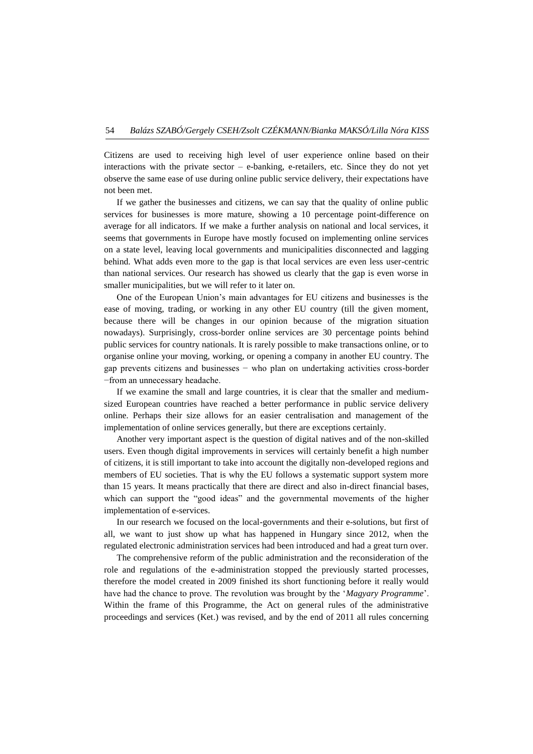Citizens are used to receiving high level of user experience online based on their interactions with the private sector – e-banking, e-retailers, etc. Since they do not yet observe the same ease of use during online public service delivery, their expectations have not been met.

If we gather the businesses and citizens, we can say that the quality of online public services for businesses is more mature, showing a 10 percentage point-difference on average for all indicators. If we make a further analysis on national and local services, it seems that governments in Europe have mostly focused on implementing online services on a state level, leaving local governments and municipalities disconnected and lagging behind. What adds even more to the gap is that local services are even less user-centric than national services. Our research has showed us clearly that the gap is even worse in smaller municipalities, but we will refer to it later on.

One of the European Union's main advantages for EU citizens and businesses is the ease of moving, trading, or working in any other EU country (till the given moment, because there will be changes in our opinion because of the migration situation nowadays). Surprisingly, cross-border online services are 30 percentage points behind public services for country nationals. It is rarely possible to make transactions online, or to organise online your moving, working, or opening a company in another EU country. The gap prevents citizens and businesses − who plan on undertaking activities cross-border −from an unnecessary headache.

If we examine the small and large countries, it is clear that the smaller and medium-sized European countries have reached a better performance in public service delivery online. Perhaps their size allows for an easier centralisation and management of the implementation of online services generally, but there are exceptions certainly.

Another very important aspect is the question of digital natives and of the non-skilled users. Even though digital improvements in services will certainly benefit a high number of citizens, it is still important to take into account the digitally non-developed regions and members of EU societies. That is why the EU follows a systematic support system more than 15 years. It means practically that there are direct and also in-direct financial bases, which can support the "good ideas" and the governmental movements of the higher implementation of e-services.

In our research we focused on the local-governments and their e-solutions, but first of all, we want to just show up what has happened in Hungary since 2012, when the regulated electronic administration services had been introduced and had a great turn over.

The comprehensive reform of the public administration and the reconsideration of the role and regulations of the e-administration stopped the previously started processes, therefore the model created in 2009 finished its short functioning before it really would have had the chance to prove. The revolution was brought by the '*Magyary Programme*'. Within the frame of this Programme, the Act on general rules of the administrative proceedings and services (Ket.) was revised, and by the end of 2011 all rules concerning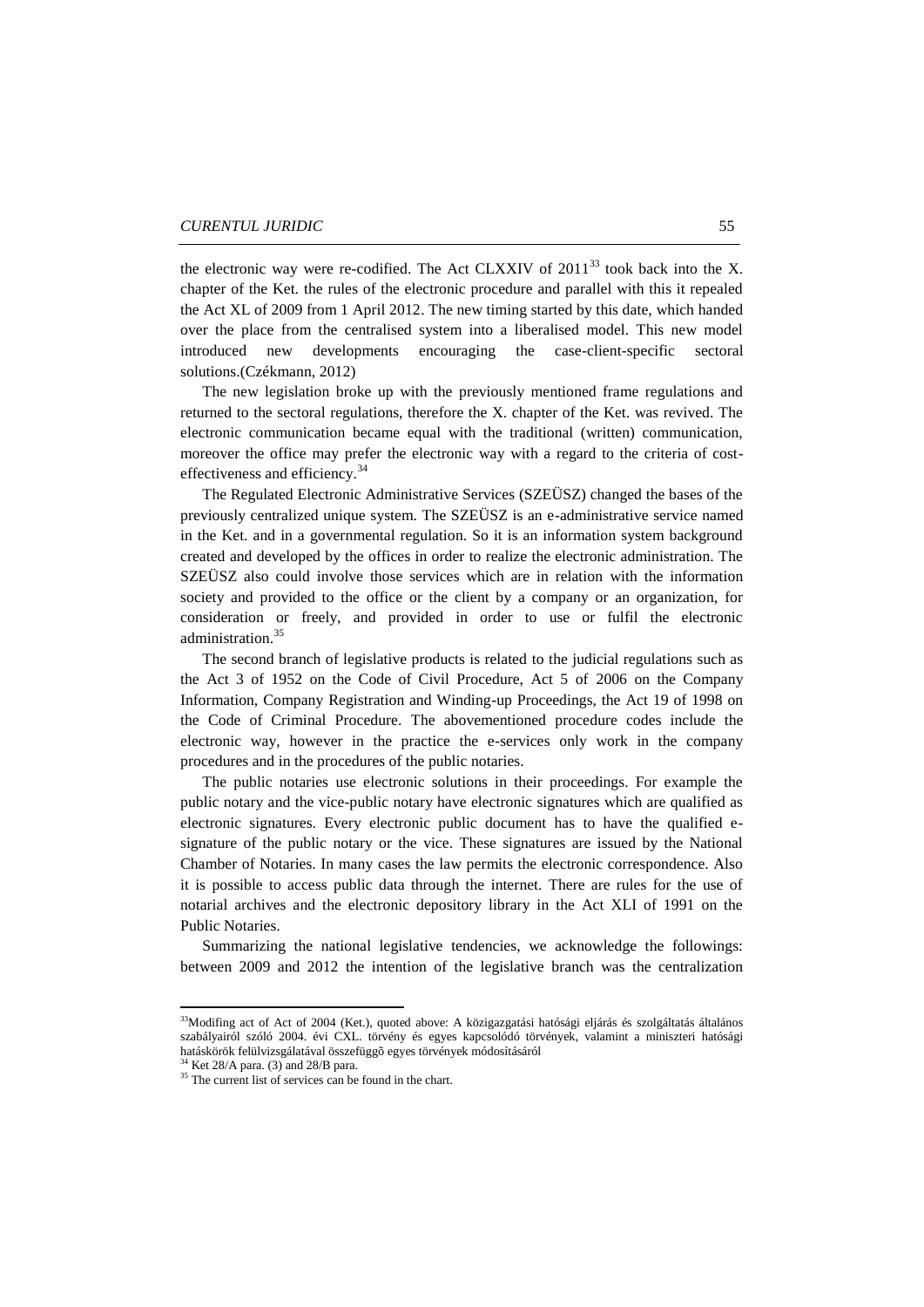the electronic way were re-codified. The Act CLXXIV of 2011[33] took back into the X. chapter of the Ket. the rules of the electronic procedure and parallel with this it repealed the Act XL of 2009 from 1 April 2012. The new timing started by this date, which handed over the place from the centralised system into a liberalised model. This new model introduced new developments encouraging the case-client-specific sectoral solutions.(Czékmann, 2012)

The new legislation broke up with the previously mentioned frame regulations and returned to the sectoral regulations, therefore the X. chapter of the Ket. was revived. The electronic communication became equal with the traditional (written) communication, moreover the office may prefer the electronic way with a regard to the criteria of cost-effectiveness and efficiency.[34]

The Regulated Electronic Administrative Services (SZEÜSZ) changed the bases of the previously centralized unique system. The SZEÜSZ is an e-administrative service named in the Ket. and in a governmental regulation. So it is an information system background created and developed by the offices in order to realize the electronic administration. The SZEÜSZ also could involve those services which are in relation with the information society and provided to the office or the client by a company or an organization, for consideration or freely, and provided in order to use or fulfil the electronic administration.[35]

The second branch of legislative products is related to the judicial regulations such as the Act 3 of 1952 on the Code of Civil Procedure, Act 5 of 2006 on the Company Information, Company Registration and Winding-up Proceedings, the Act 19 of 1998 on the Code of Criminal Procedure. The abovementioned procedure codes include the electronic way, however in the practice the e-services only work in the company procedures and in the procedures of the public notaries.

The public notaries use electronic solutions in their proceedings. For example the public notary and the vice-public notary have electronic signatures which are qualified as electronic signatures. Every electronic public document has to have the qualified e-signature of the public notary or the vice. These signatures are issued by the National Chamber of Notaries. In many cases the law permits the electronic correspondence. Also it is possible to access public data through the internet. There are rules for the use of notarial archives and the electronic depository library in the Act XLI of 1991 on the Public Notaries.

Summarizing the national legislative tendencies, we acknowledge the followings: between 2009 and 2012 the intention of the legislative branch was the centralization

---

[33]Modifing act of Act of 2004 (Ket.), quoted above: A közigazgatási hatósági eljárás és szolgáltatás általános szabályairól szóló 2004. évi CXL. törvény és egyes kapcsolódó törvények, valamint a miniszteri hatósági hatáskörök felülvizsgálatával összefüggõ egyes törvények módosításáról

[34] Ket 28/A para. (3) and 28/B para.

[35] The current list of services can be found in the chart.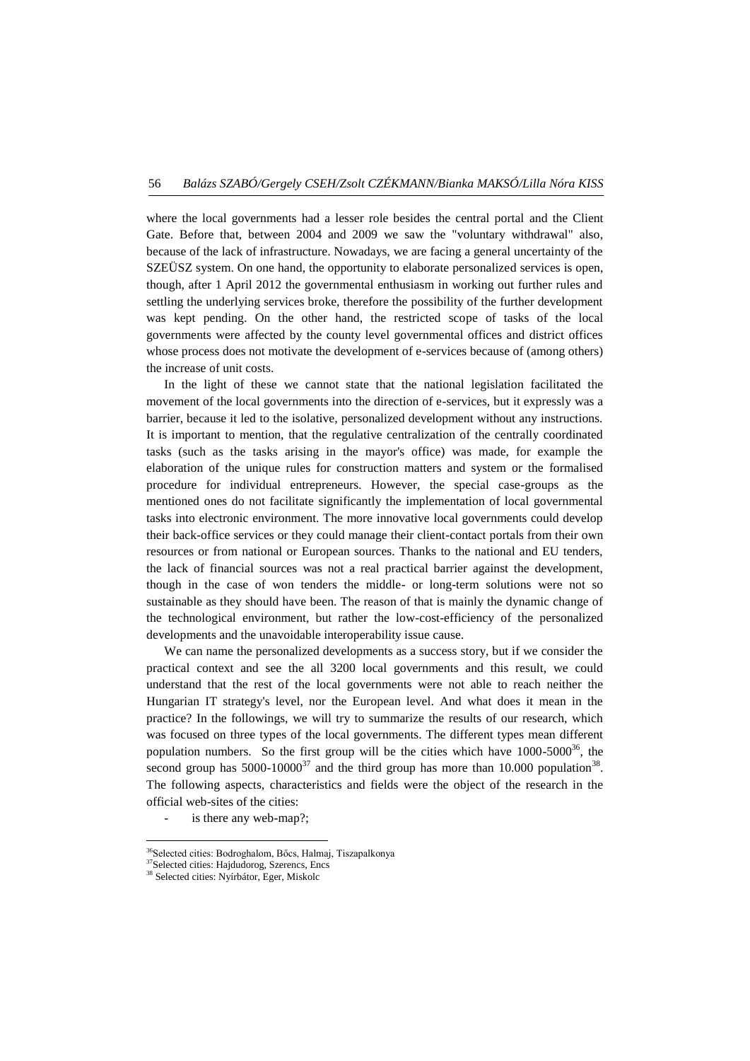where the local governments had a lesser role besides the central portal and the Client Gate. Before that, between 2004 and 2009 we saw the "voluntary withdrawal" also, because of the lack of infrastructure. Nowadays, we are facing a general uncertainty of the SZEÜSZ system. On one hand, the opportunity to elaborate personalized services is open, though, after 1 April 2012 the governmental enthusiasm in working out further rules and settling the underlying services broke, therefore the possibility of the further development was kept pending. On the other hand, the restricted scope of tasks of the local governments were affected by the county level governmental offices and district offices whose process does not motivate the development of e-services because of (among others) the increase of unit costs.

In the light of these we cannot state that the national legislation facilitated the movement of the local governments into the direction of e-services, but it expressly was a barrier, because it led to the isolative, personalized development without any instructions. It is important to mention, that the regulative centralization of the centrally coordinated tasks (such as the tasks arising in the mayor's office) was made, for example the elaboration of the unique rules for construction matters and system or the formalised procedure for individual entrepreneurs. However, the special case-groups as the mentioned ones do not facilitate significantly the implementation of local governmental tasks into electronic environment. The more innovative local governments could develop their back-office services or they could manage their client-contact portals from their own resources or from national or European sources. Thanks to the national and EU tenders, the lack of financial sources was not a real practical barrier against the development, though in the case of won tenders the middle- or long-term solutions were not so sustainable as they should have been. The reason of that is mainly the dynamic change of the technological environment, but rather the low-cost-efficiency of the personalized developments and the unavoidable interoperability issue cause.

We can name the personalized developments as a success story, but if we consider the practical context and see the all 3200 local governments and this result, we could understand that the rest of the local governments were not able to reach neither the Hungarian IT strategy's level, nor the European level. And what does it mean in the practice? In the followings, we will try to summarize the results of our research, which was focused on three types of the local governments. The different types mean different population numbers. So the first group will be the cities which have 1000-5000[36], the second group has 5000-10000[37] and the third group has more than 10.000 population[38]. The following aspects, characteristics and fields were the object of the research in the official web-sites of the cities:

- is there any web-map?;

---

[36] Selected cities: Bodroghalom, Bőcs, Halmaj, Tiszapalkonya

[37] Selected cities: Hajdudorog, Szerencs, Encs

[38] Selected cities: Nyírbátor, Eger, Miskolc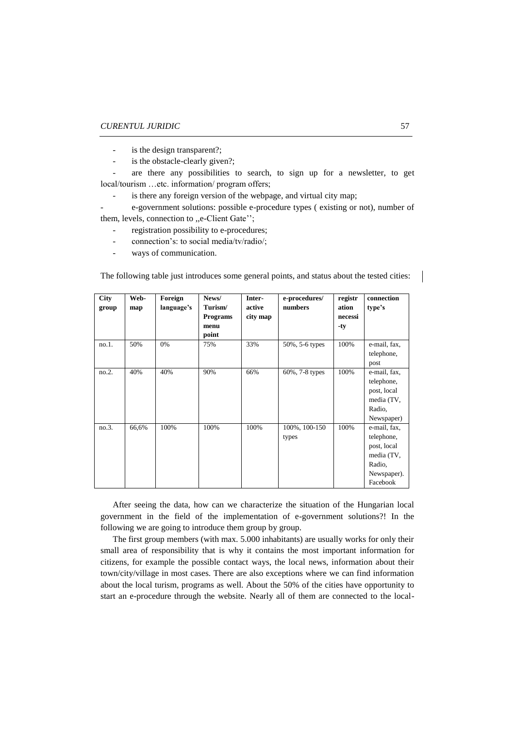- is the design transparent?;
- is the obstacle-clearly given?;
- are there any possibilities to search, to sign up for a newsletter, to get local/tourism …etc. information/ program offers;
- is there any foreign version of the webpage, and virtual city map;
- e-government solutions: possible e-procedure types ( existing or not), number of them, levels, connection to ,,e-Client Gate'';
- registration possibility to e-procedures;
- connection's: to social media/tv/radio/;
- ways of communication.

The following table just introduces some general points, and status about the tested cities:

| **City group** | **Web-map** | **Foreign language's** | **News/ Turism/ Programs menu point** | **Inter-active city map** | **e-procedures/ numbers** | **registration necessi-ty** | **connection type's** |
|---|---|---|---|---|---|---|---|
| no.1. | 50% | 0% | 75% | 33% | 50%, 5-6 types | 100% | e-mail, fax, telephone, post |
| no.2. | 40% | 40% | 90% | 66% | 60%, 7-8 types | 100% | e-mail, fax, telephone, post, local media (TV, Radio, Newspaper) |
| no.3. | 66,6% | 100% | 100% | 100% | 100%, 100-150 types | 100% | e-mail, fax, telephone, post, local media (TV, Radio, Newspaper). Facebook |

After seeing the data, how can we characterize the situation of the Hungarian local government in the field of the implementation of e-government solutions?! In the following we are going to introduce them group by group.

The first group members (with max. 5.000 inhabitants) are usually works for only their small area of responsibility that is why it contains the most important information for citizens, for example the possible contact ways, the local news, information about their town/city/village in most cases. There are also exceptions where we can find information about the local turism, programs as well. About the 50% of the cities have opportunity to start an e-procedure through the website. Nearly all of them are connected to the local-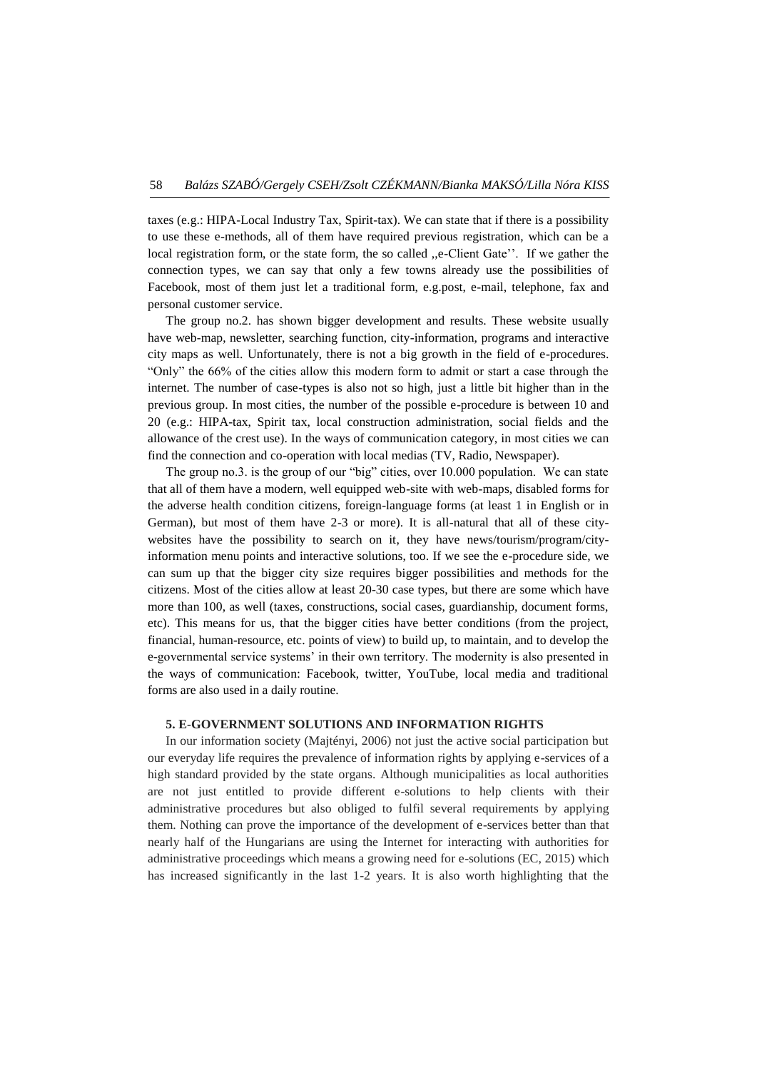taxes (e.g.: HIPA-Local Industry Tax, Spirit-tax). We can state that if there is a possibility to use these e-methods, all of them have required previous registration, which can be a local registration form, or the state form, the so called ,,e-Client Gate''. If we gather the connection types, we can say that only a few towns already use the possibilities of Facebook, most of them just let a traditional form, e.g.post, e-mail, telephone, fax and personal customer service.

The group no.2. has shown bigger development and results. These website usually have web-map, newsletter, searching function, city-information, programs and interactive city maps as well. Unfortunately, there is not a big growth in the field of e-procedures. "Only" the 66% of the cities allow this modern form to admit or start a case through the internet. The number of case-types is also not so high, just a little bit higher than in the previous group. In most cities, the number of the possible e-procedure is between 10 and 20 (e.g.: HIPA-tax, Spirit tax, local construction administration, social fields and the allowance of the crest use). In the ways of communication category, in most cities we can find the connection and co-operation with local medias (TV, Radio, Newspaper).

The group no.3. is the group of our "big" cities, over 10.000 population. We can state that all of them have a modern, well equipped web-site with web-maps, disabled forms for the adverse health condition citizens, foreign-language forms (at least 1 in English or in German), but most of them have 2-3 or more). It is all-natural that all of these city-websites have the possibility to search on it, they have news/tourism/program/city-information menu points and interactive solutions, too. If we see the e-procedure side, we can sum up that the bigger city size requires bigger possibilities and methods for the citizens. Most of the cities allow at least 20-30 case types, but there are some which have more than 100, as well (taxes, constructions, social cases, guardianship, document forms, etc). This means for us, that the bigger cities have better conditions (from the project, financial, human-resource, etc. points of view) to build up, to maintain, and to develop the e-governmental service systems' in their own territory. The modernity is also presented in the ways of communication: Facebook, twitter, YouTube, local media and traditional forms are also used in a daily routine.

## 5. E-GOVERNMENT SOLUTIONS AND INFORMATION RIGHTS

In our information society (Majtényi, 2006) not just the active social participation but our everyday life requires the prevalence of information rights by applying e-services of a high standard provided by the state organs. Although municipalities as local authorities are not just entitled to provide different e-solutions to help clients with their administrative procedures but also obliged to fulfil several requirements by applying them. Nothing can prove the importance of the development of e-services better than that nearly half of the Hungarians are using the Internet for interacting with authorities for administrative proceedings which means a growing need for e-solutions (EC, 2015) which has increased significantly in the last 1-2 years. It is also worth highlighting that the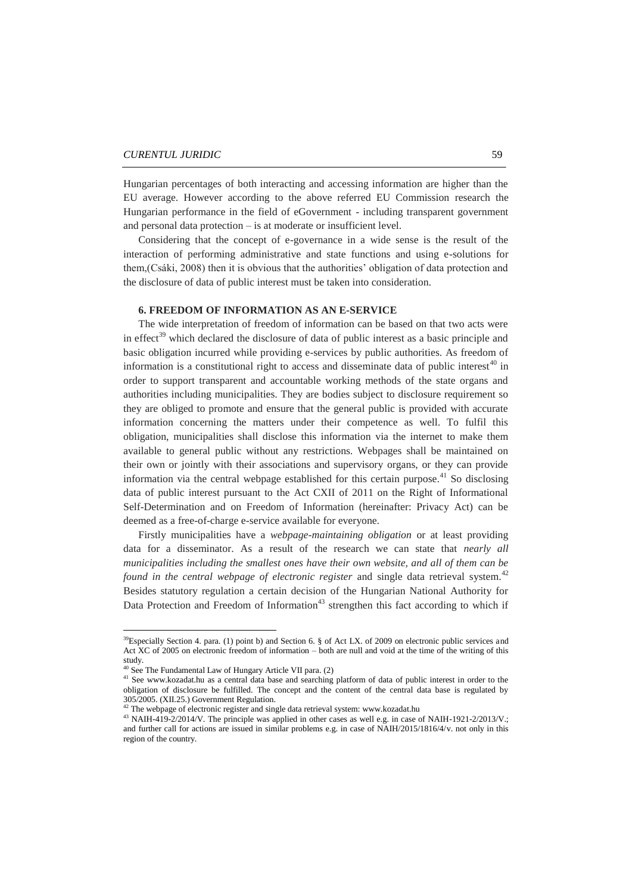Hungarian percentages of both interacting and accessing information are higher than the EU average. However according to the above referred EU Commission research the Hungarian performance in the field of eGovernment - including transparent government and personal data protection – is at moderate or insufficient level.

Considering that the concept of e-governance in a wide sense is the result of the interaction of performing administrative and state functions and using e-solutions for them,(Csáki, 2008) then it is obvious that the authorities' obligation of data protection and the disclosure of data of public interest must be taken into consideration.

## 6. FREEDOM OF INFORMATION AS AN E-SERVICE

The wide interpretation of freedom of information can be based on that two acts were in effect[39] which declared the disclosure of data of public interest as a basic principle and basic obligation incurred while providing e-services by public authorities. As freedom of information is a constitutional right to access and disseminate data of public interest[40] in order to support transparent and accountable working methods of the state organs and authorities including municipalities. They are bodies subject to disclosure requirement so they are obliged to promote and ensure that the general public is provided with accurate information concerning the matters under their competence as well. To fulfil this obligation, municipalities shall disclose this information via the internet to make them available to general public without any restrictions. Webpages shall be maintained on their own or jointly with their associations and supervisory organs, or they can provide information via the central webpage established for this certain purpose.[41] So disclosing data of public interest pursuant to the Act CXII of 2011 on the Right of Informational Self-Determination and on Freedom of Information (hereinafter: Privacy Act) can be deemed as a free-of-charge e-service available for everyone.

Firstly municipalities have a *webpage-maintaining obligation* or at least providing data for a disseminator. As a result of the research we can state that *nearly all municipalities including the smallest ones have their own website, and all of them can be found in the central webpage of electronic register* and single data retrieval system.[42] Besides statutory regulation a certain decision of the Hungarian National Authority for Data Protection and Freedom of Information[43] strengthen this fact according to which if

---

[39] Especially Section 4. para. (1) point b) and Section 6. § of Act LX. of 2009 on electronic public services and Act XC of 2005 on electronic freedom of information – both are null and void at the time of the writing of this study.

[40] See The Fundamental Law of Hungary Article VII para. (2)

[41] See www.kozadat.hu as a central data base and searching platform of data of public interest in order to the obligation of disclosure be fulfilled. The concept and the content of the central data base is regulated by 305/2005. (XII.25.) Government Regulation.

[42] The webpage of electronic register and single data retrieval system: www.kozadat.hu

[43] NAIH-419-2/2014/V. The principle was applied in other cases as well e.g. in case of NAIH-1921-2/2013/V.; and further call for actions are issued in similar problems e.g. in case of NAIH/2015/1816/4/v. not only in this region of the country.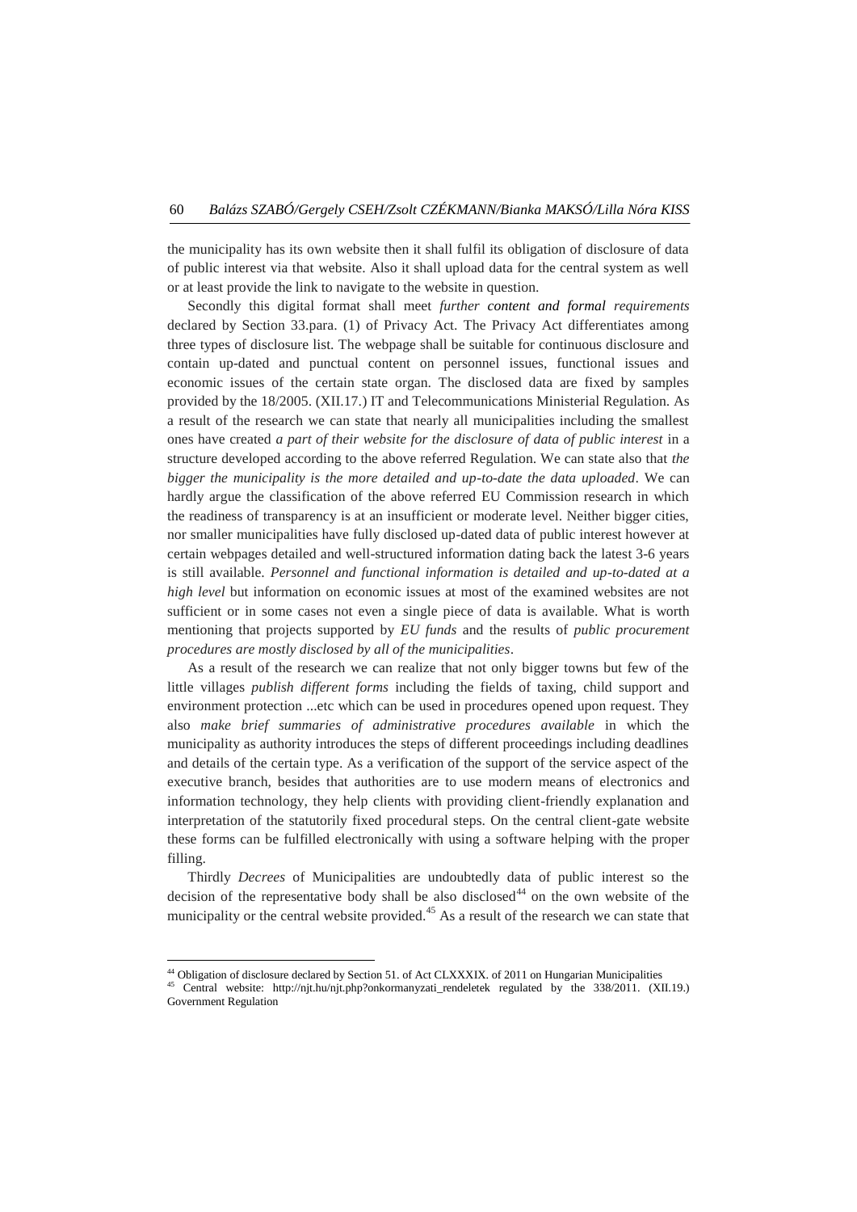the municipality has its own website then it shall fulfil its obligation of disclosure of data of public interest via that website. Also it shall upload data for the central system as well or at least provide the link to navigate to the website in question.

Secondly this digital format shall meet *further content and formal requirements* declared by Section 33.para. (1) of Privacy Act. The Privacy Act differentiates among three types of disclosure list. The webpage shall be suitable for continuous disclosure and contain up-dated and punctual content on personnel issues, functional issues and economic issues of the certain state organ. The disclosed data are fixed by samples provided by the 18/2005. (XII.17.) IT and Telecommunications Ministerial Regulation. As a result of the research we can state that nearly all municipalities including the smallest ones have created *a part of their website for the disclosure of data of public interest* in a structure developed according to the above referred Regulation. We can state also that *the bigger the municipality is the more detailed and up-to-date the data uploaded*. We can hardly argue the classification of the above referred EU Commission research in which the readiness of transparency is at an insufficient or moderate level. Neither bigger cities, nor smaller municipalities have fully disclosed up-dated data of public interest however at certain webpages detailed and well-structured information dating back the latest 3-6 years is still available. *Personnel and functional information is detailed and up-to-dated at a high level* but information on economic issues at most of the examined websites are not sufficient or in some cases not even a single piece of data is available. What is worth mentioning that projects supported by *EU funds* and the results of *public procurement procedures are mostly disclosed by all of the municipalities*.

As a result of the research we can realize that not only bigger towns but few of the little villages *publish different forms* including the fields of taxing, child support and environment protection ...etc which can be used in procedures opened upon request. They also *make brief summaries of administrative procedures available* in which the municipality as authority introduces the steps of different proceedings including deadlines and details of the certain type. As a verification of the support of the service aspect of the executive branch, besides that authorities are to use modern means of electronics and information technology, they help clients with providing client-friendly explanation and interpretation of the statutorily fixed procedural steps. On the central client-gate website these forms can be fulfilled electronically with using a software helping with the proper filling.

Thirdly *Decrees* of Municipalities are undoubtedly data of public interest so the decision of the representative body shall be also disclosed[44] on the own website of the municipality or the central website provided.[45] As a result of the research we can state that

---

[44] Obligation of disclosure declared by Section 51. of Act CLXXXIX. of 2011 on Hungarian Municipalities

[45] Central website: http://njt.hu/njt.php?onkormanyzati_rendeletek regulated by the 338/2011. (XII.19.) Government Regulation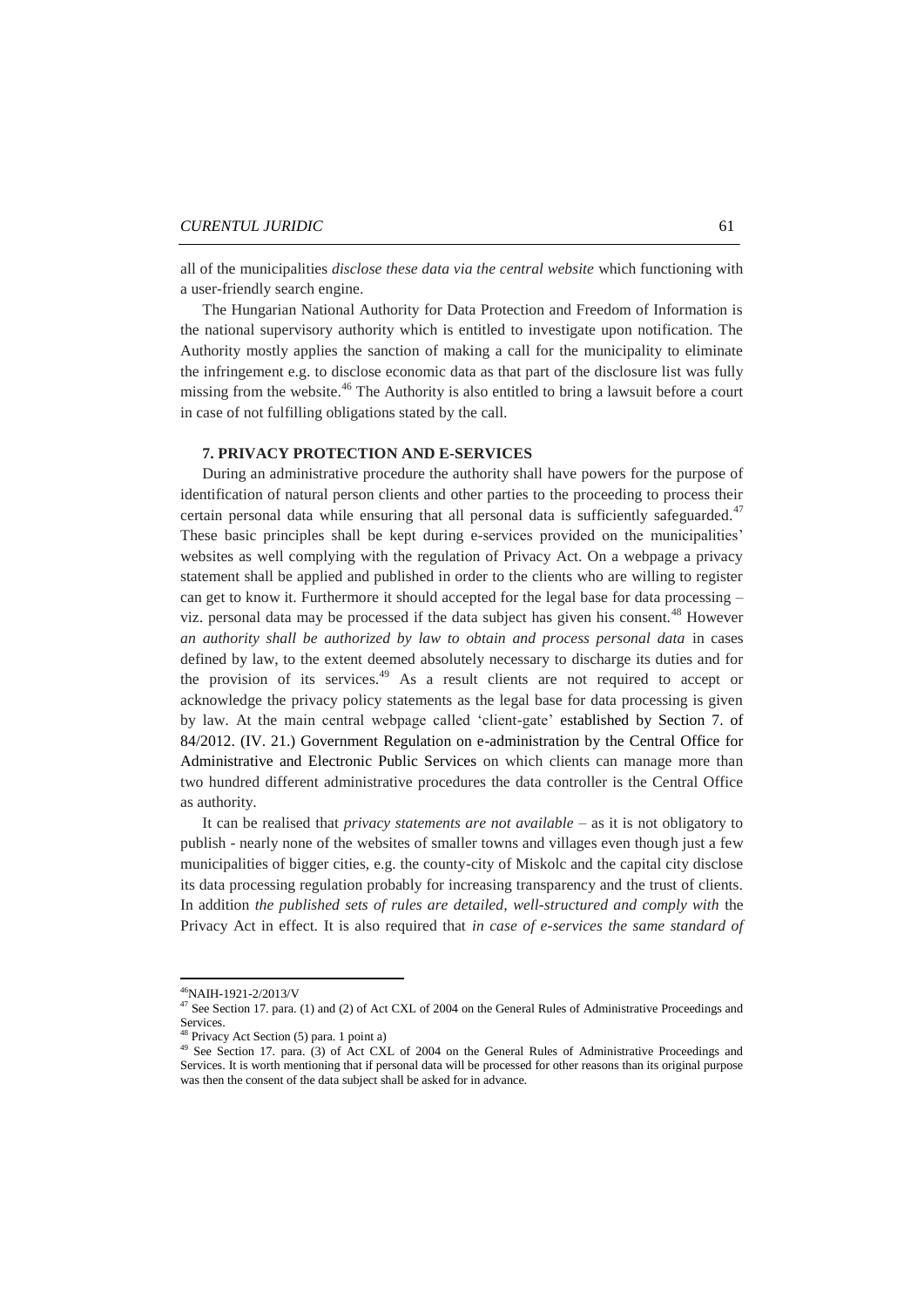all of the municipalities *disclose these data via the central website* which functioning with a user-friendly search engine.

The Hungarian National Authority for Data Protection and Freedom of Information is the national supervisory authority which is entitled to investigate upon notification. The Authority mostly applies the sanction of making a call for the municipality to eliminate the infringement e.g. to disclose economic data as that part of the disclosure list was fully missing from the website.[46] The Authority is also entitled to bring a lawsuit before a court in case of not fulfilling obligations stated by the call.

## 7. PRIVACY PROTECTION AND E-SERVICES

During an administrative procedure the authority shall have powers for the purpose of identification of natural person clients and other parties to the proceeding to process their certain personal data while ensuring that all personal data is sufficiently safeguarded.[47] These basic principles shall be kept during e-services provided on the municipalities' websites as well complying with the regulation of Privacy Act. On a webpage a privacy statement shall be applied and published in order to the clients who are willing to register can get to know it. Furthermore it should accepted for the legal base for data processing – viz. personal data may be processed if the data subject has given his consent.[48] However *an authority shall be authorized by law to obtain and process personal data* in cases defined by law, to the extent deemed absolutely necessary to discharge its duties and for the provision of its services.[49] As a result clients are not required to accept or acknowledge the privacy policy statements as the legal base for data processing is given by law. At the main central webpage called 'client-gate' established by Section 7. of 84/2012. (IV. 21.) Government Regulation on e-administration by the Central Office for Administrative and Electronic Public Services on which clients can manage more than two hundred different administrative procedures the data controller is the Central Office as authority.

It can be realised that *privacy statements are not available* – as it is not obligatory to publish - nearly none of the websites of smaller towns and villages even though just a few municipalities of bigger cities, e.g. the county-city of Miskolc and the capital city disclose its data processing regulation probably for increasing transparency and the trust of clients. In addition *the published sets of rules are detailed, well-structured and comply with* the Privacy Act in effect. It is also required that *in case of e-services the same standard of*

---

[46] NAIH-1921-2/2013/V

[47] See Section 17. para. (1) and (2) of Act CXL of 2004 on the General Rules of Administrative Proceedings and Services.

[48] Privacy Act Section (5) para. 1 point a)

[49] See Section 17. para. (3) of Act CXL of 2004 on the General Rules of Administrative Proceedings and Services. It is worth mentioning that if personal data will be processed for other reasons than its original purpose was then the consent of the data subject shall be asked for in advance.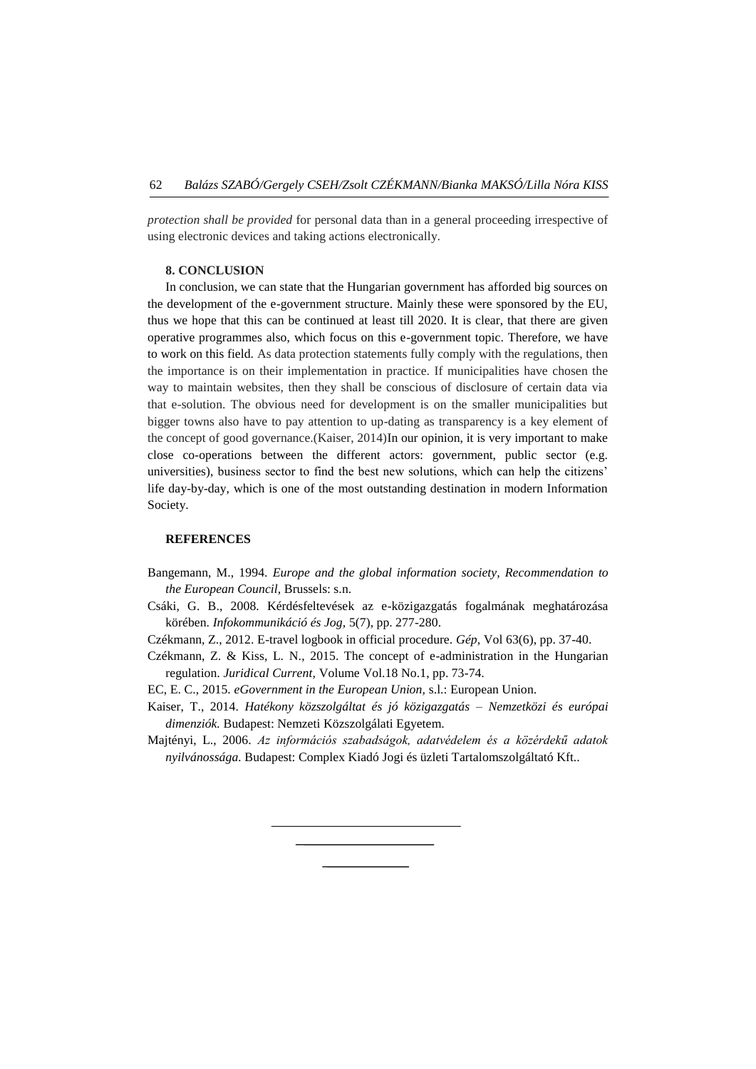*protection shall be provided* for personal data than in a general proceeding irrespective of using electronic devices and taking actions electronically.

## 8. CONCLUSION

In conclusion, we can state that the Hungarian government has afforded big sources on the development of the e-government structure. Mainly these were sponsored by the EU, thus we hope that this can be continued at least till 2020. It is clear, that there are given operative programmes also, which focus on this e-government topic. Therefore, we have to work on this field. As data protection statements fully comply with the regulations, then the importance is on their implementation in practice. If municipalities have chosen the way to maintain websites, then they shall be conscious of disclosure of certain data via that e-solution. The obvious need for development is on the smaller municipalities but bigger towns also have to pay attention to up-dating as transparency is a key element of the concept of good governance.(Kaiser, 2014)In our opinion, it is very important to make close co-operations between the different actors: government, public sector (e.g. universities), business sector to find the best new solutions, which can help the citizens' life day-by-day, which is one of the most outstanding destination in modern Information Society.

## REFERENCES

Bangemann, M., 1994. *Europe and the global information society, Recommendation to the European Council*, Brussels: s.n.

Csáki, G. B., 2008. Kérdésfeltevések az e-közigazgatás fogalmának meghatározása körében. *Infokommunikáció és Jog,* 5(7), pp. 277-280.

Czékmann, Z., 2012. E-travel logbook in official procedure. *Gép,* Vol 63(6), pp. 37-40.

Czékmann, Z. & Kiss, L. N., 2015. The concept of e-administration in the Hungarian regulation. *Juridical Current,* Volume Vol.18 No.1, pp. 73-74.

EC, E. C., 2015. *eGovernment in the European Union,* s.l.: European Union.

Kaiser, T., 2014. *Hatékony közszolgáltat és jó közigazgatás – Nemzetközi és európai dimenziók.* Budapest: Nemzeti Közszolgálati Egyetem.

Majtényi, L., 2006. *Az információs szabadságok, adatvédelem és a közérdekű adatok nyilvánossága.* Budapest: Complex Kiadó Jogi és üzleti Tartalomszolgáltató Kft..